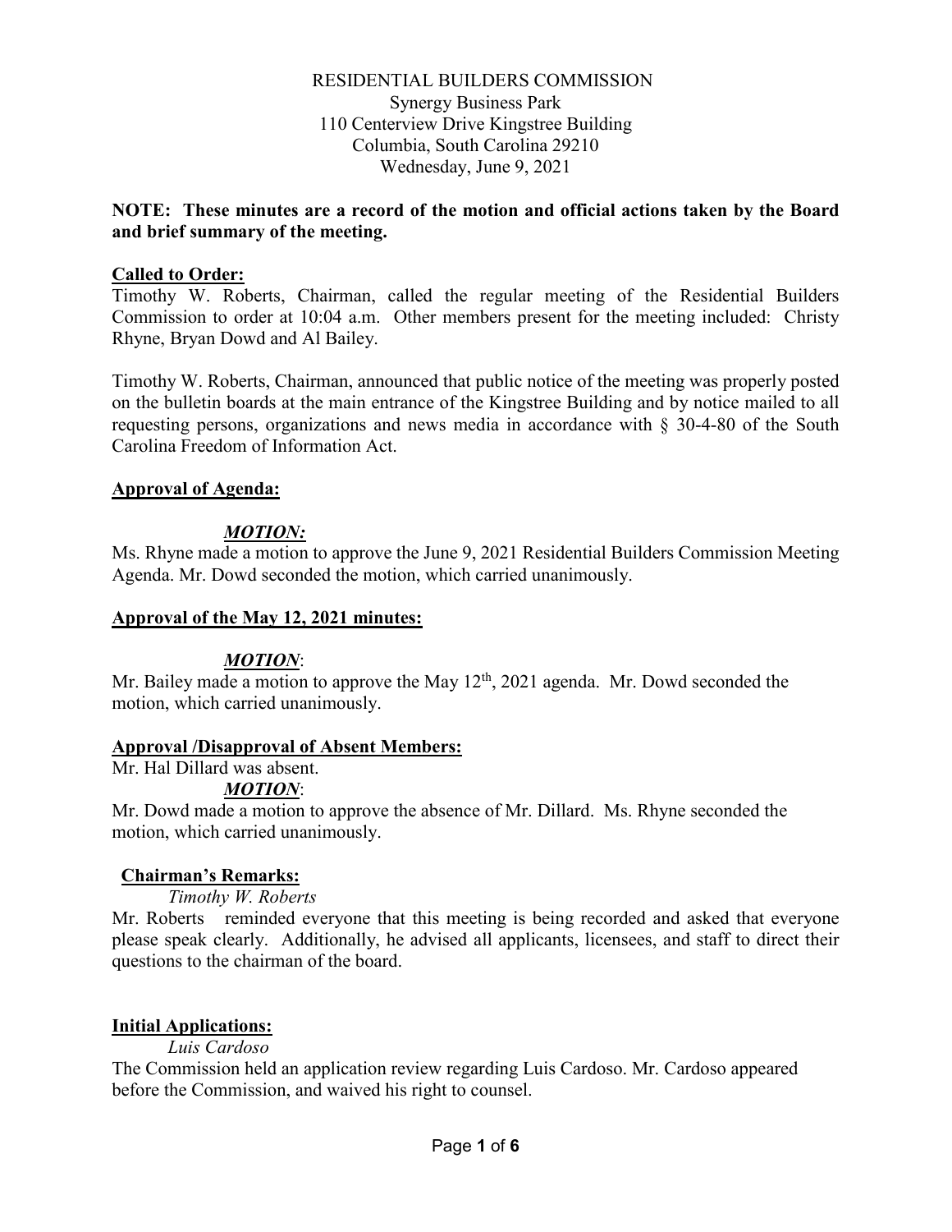RESIDENTIAL BUILDERS COMMISSION
Synergy Business Park
110 Centerview Drive Kingstree Building
Columbia, South Carolina 29210
Wednesday, June 9, 2021

**NOTE: These minutes are a record of the motion and official actions taken by the Board and brief summary of the meeting.**

**Called to Order:**

Timothy W. Roberts, Chairman, called the regular meeting of the Residential Builders Commission to order at 10:04 a.m. Other members present for the meeting included: Christy Rhyne, Bryan Dowd and Al Bailey.

Timothy W. Roberts, Chairman, announced that public notice of the meeting was properly posted on the bulletin boards at the main entrance of the Kingstree Building and by notice mailed to all requesting persons, organizations and news media in accordance with § 30-4-80 of the South Carolina Freedom of Information Act.

**Approval of Agenda:**

***MOTION:***

Ms. Rhyne made a motion to approve the June 9, 2021 Residential Builders Commission Meeting Agenda. Mr. Dowd seconded the motion, which carried unanimously.

**Approval of the May 12, 2021 minutes:**

***MOTION***:

Mr. Bailey made a motion to approve the May 12th, 2021 agenda. Mr. Dowd seconded the motion, which carried unanimously.

**Approval /Disapproval of Absent Members:**

Mr. Hal Dillard was absent.

***MOTION***:

Mr. Dowd made a motion to approve the absence of Mr. Dillard. Ms. Rhyne seconded the motion, which carried unanimously.

**Chairman's Remarks:**

*Timothy W. Roberts*

Mr. Roberts reminded everyone that this meeting is being recorded and asked that everyone please speak clearly. Additionally, he advised all applicants, licensees, and staff to direct their questions to the chairman of the board.

**Initial Applications:**

*Luis Cardoso*

The Commission held an application review regarding Luis Cardoso. Mr. Cardoso appeared before the Commission, and waived his right to counsel.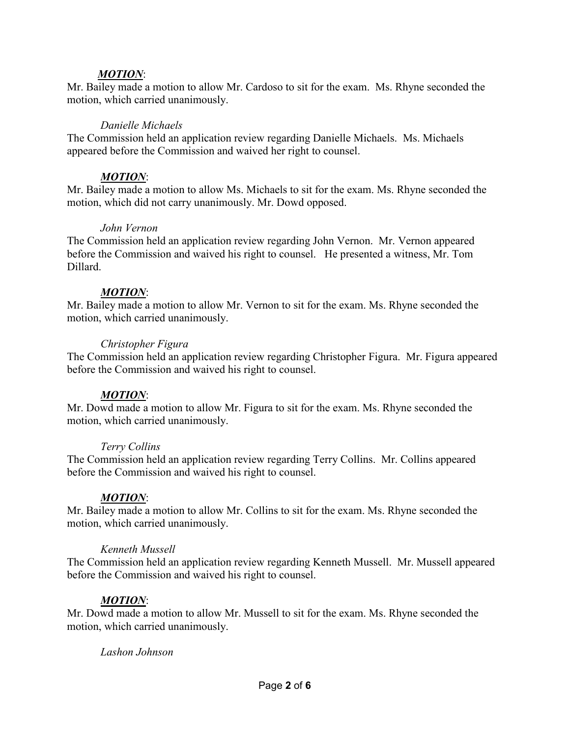***MOTION***:
Mr. Bailey made a motion to allow Mr. Cardoso to sit for the exam. Ms. Rhyne seconded the motion, which carried unanimously.

*Danielle Michaels*
The Commission held an application review regarding Danielle Michaels. Ms. Michaels appeared before the Commission and waived her right to counsel.

***MOTION***:
Mr. Bailey made a motion to allow Ms. Michaels to sit for the exam. Ms. Rhyne seconded the motion, which did not carry unanimously. Mr. Dowd opposed.

*John Vernon*
The Commission held an application review regarding John Vernon. Mr. Vernon appeared before the Commission and waived his right to counsel. He presented a witness, Mr. Tom Dillard.

***MOTION***:
Mr. Bailey made a motion to allow Mr. Vernon to sit for the exam. Ms. Rhyne seconded the motion, which carried unanimously.

*Christopher Figura*
The Commission held an application review regarding Christopher Figura. Mr. Figura appeared before the Commission and waived his right to counsel.

***MOTION***:
Mr. Dowd made a motion to allow Mr. Figura to sit for the exam. Ms. Rhyne seconded the motion, which carried unanimously.

*Terry Collins*
The Commission held an application review regarding Terry Collins. Mr. Collins appeared before the Commission and waived his right to counsel.

***MOTION***:
Mr. Bailey made a motion to allow Mr. Collins to sit for the exam. Ms. Rhyne seconded the motion, which carried unanimously.

*Kenneth Mussell*
The Commission held an application review regarding Kenneth Mussell. Mr. Mussell appeared before the Commission and waived his right to counsel.

***MOTION***:
Mr. Dowd made a motion to allow Mr. Mussell to sit for the exam. Ms. Rhyne seconded the motion, which carried unanimously.

*Lashon Johnson*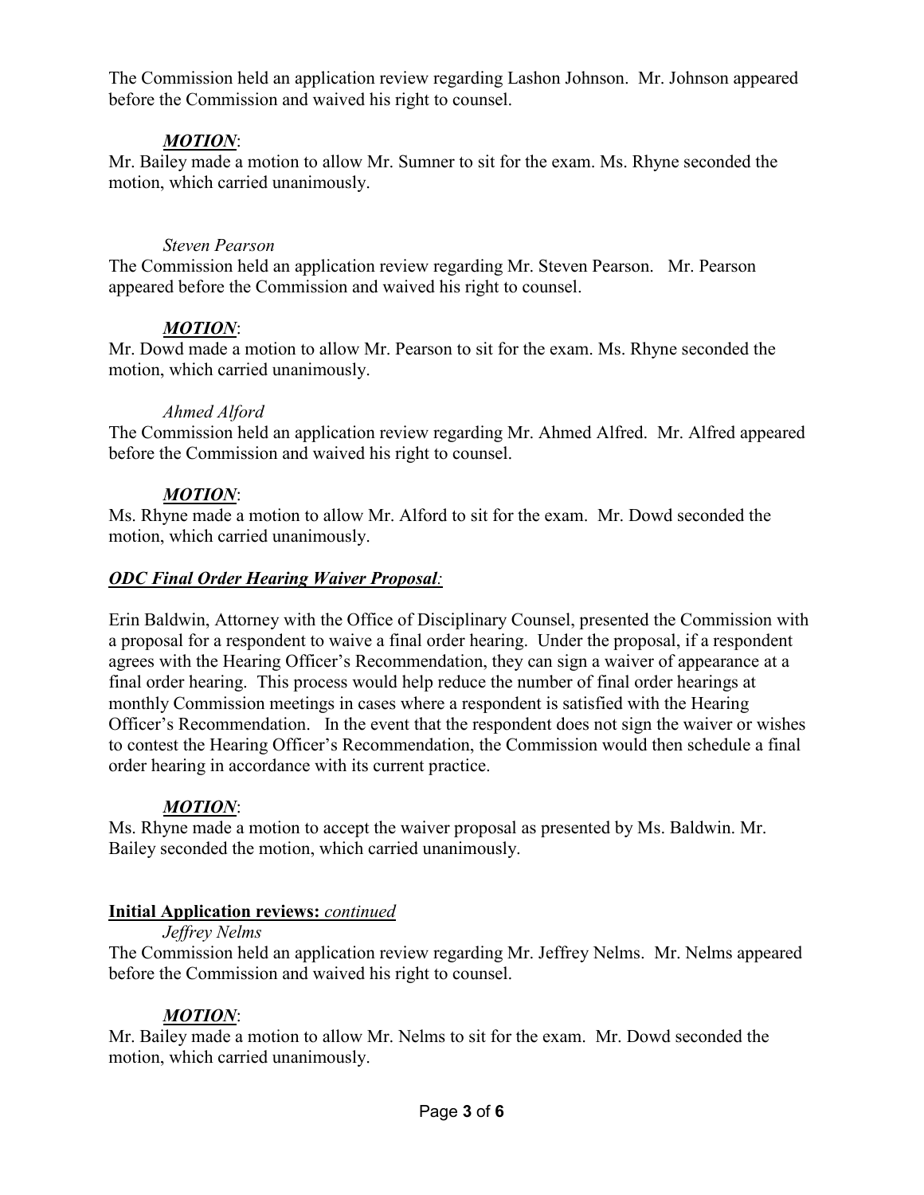The Commission held an application review regarding Lashon Johnson. Mr. Johnson appeared before the Commission and waived his right to counsel.

***MOTION***:
Mr. Bailey made a motion to allow Mr. Sumner to sit for the exam. Ms. Rhyne seconded the motion, which carried unanimously.

*Steven Pearson*

The Commission held an application review regarding Mr. Steven Pearson. Mr. Pearson appeared before the Commission and waived his right to counsel.

***MOTION***:
Mr. Dowd made a motion to allow Mr. Pearson to sit for the exam. Ms. Rhyne seconded the motion, which carried unanimously.

*Ahmed Alford*

The Commission held an application review regarding Mr. Ahmed Alfred. Mr. Alfred appeared before the Commission and waived his right to counsel.

***MOTION***:
Ms. Rhyne made a motion to allow Mr. Alford to sit for the exam. Mr. Dowd seconded the motion, which carried unanimously.

***ODC Final Order Hearing Waiver Proposal:***

Erin Baldwin, Attorney with the Office of Disciplinary Counsel, presented the Commission with a proposal for a respondent to waive a final order hearing. Under the proposal, if a respondent agrees with the Hearing Officer's Recommendation, they can sign a waiver of appearance at a final order hearing. This process would help reduce the number of final order hearings at monthly Commission meetings in cases where a respondent is satisfied with the Hearing Officer's Recommendation. In the event that the respondent does not sign the waiver or wishes to contest the Hearing Officer's Recommendation, the Commission would then schedule a final order hearing in accordance with its current practice.

***MOTION***:
Ms. Rhyne made a motion to accept the waiver proposal as presented by Ms. Baldwin. Mr. Bailey seconded the motion, which carried unanimously.

**Initial Application reviews:** *continued*

*Jeffrey Nelms*

The Commission held an application review regarding Mr. Jeffrey Nelms. Mr. Nelms appeared before the Commission and waived his right to counsel.

***MOTION***:
Mr. Bailey made a motion to allow Mr. Nelms to sit for the exam. Mr. Dowd seconded the motion, which carried unanimously.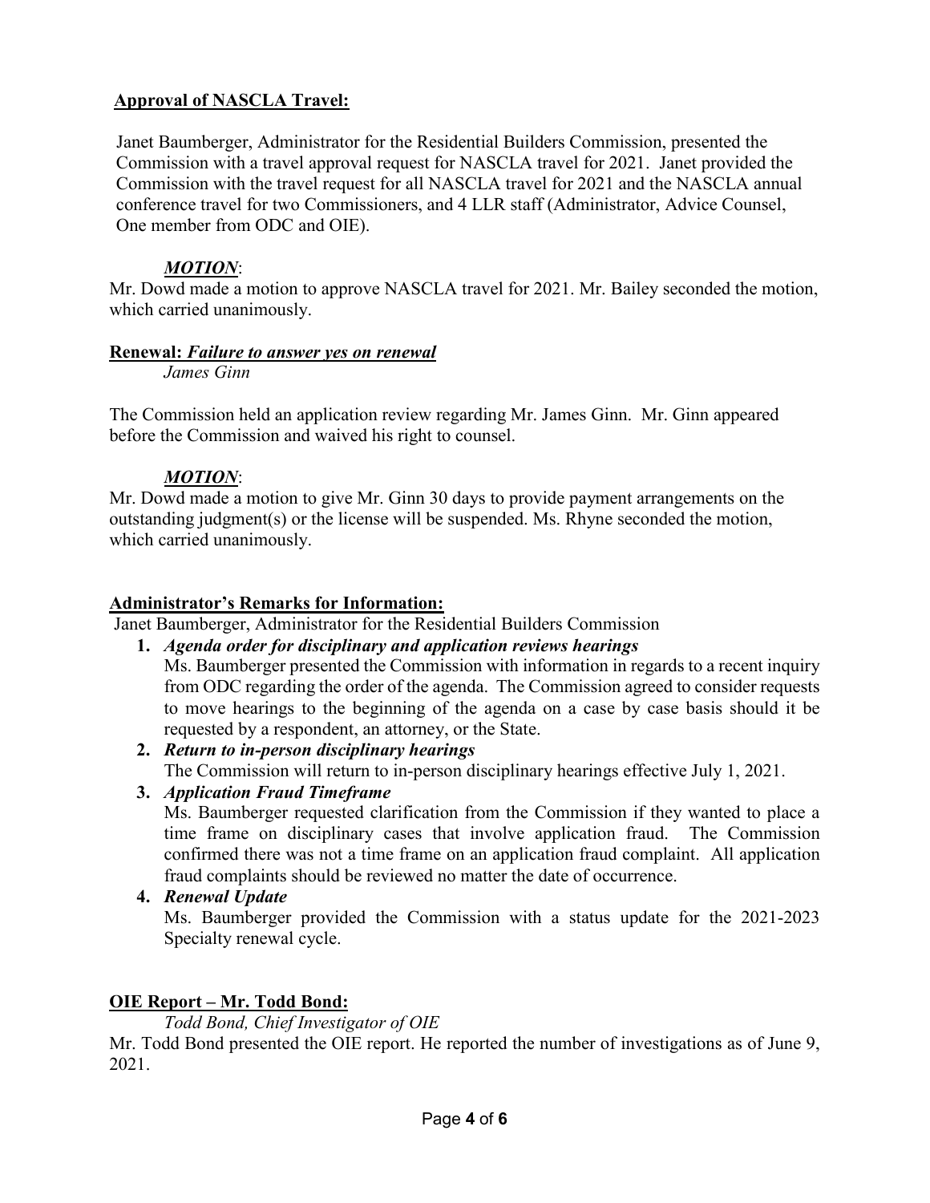**Approval of NASCLA Travel:**

Janet Baumberger, Administrator for the Residential Builders Commission, presented the Commission with a travel approval request for NASCLA travel for 2021. Janet provided the Commission with the travel request for all NASCLA travel for 2021 and the NASCLA annual conference travel for two Commissioners, and 4 LLR staff (Administrator, Advice Counsel, One member from ODC and OIE).

***MOTION***:

Mr. Dowd made a motion to approve NASCLA travel for 2021. Mr. Bailey seconded the motion, which carried unanimously.

**Renewal: *Failure to answer yes on renewal***

*James Ginn*

The Commission held an application review regarding Mr. James Ginn. Mr. Ginn appeared before the Commission and waived his right to counsel.

***MOTION***:

Mr. Dowd made a motion to give Mr. Ginn 30 days to provide payment arrangements on the outstanding judgment(s) or the license will be suspended. Ms. Rhyne seconded the motion, which carried unanimously.

**Administrator's Remarks for Information:**

Janet Baumberger, Administrator for the Residential Builders Commission

1. ***Agenda order for disciplinary and application reviews hearings***
   Ms. Baumberger presented the Commission with information in regards to a recent inquiry from ODC regarding the order of the agenda. The Commission agreed to consider requests to move hearings to the beginning of the agenda on a case by case basis should it be requested by a respondent, an attorney, or the State.
2. ***Return to in-person disciplinary hearings***
   The Commission will return to in-person disciplinary hearings effective July 1, 2021.
3. ***Application Fraud Timeframe***
   Ms. Baumberger requested clarification from the Commission if they wanted to place a time frame on disciplinary cases that involve application fraud. The Commission confirmed there was not a time frame on an application fraud complaint. All application fraud complaints should be reviewed no matter the date of occurrence.
4. ***Renewal Update***
   Ms. Baumberger provided the Commission with a status update for the 2021-2023 Specialty renewal cycle.

**OIE Report – Mr. Todd Bond:**

*Todd Bond, Chief Investigator of OIE*

Mr. Todd Bond presented the OIE report. He reported the number of investigations as of June 9, 2021.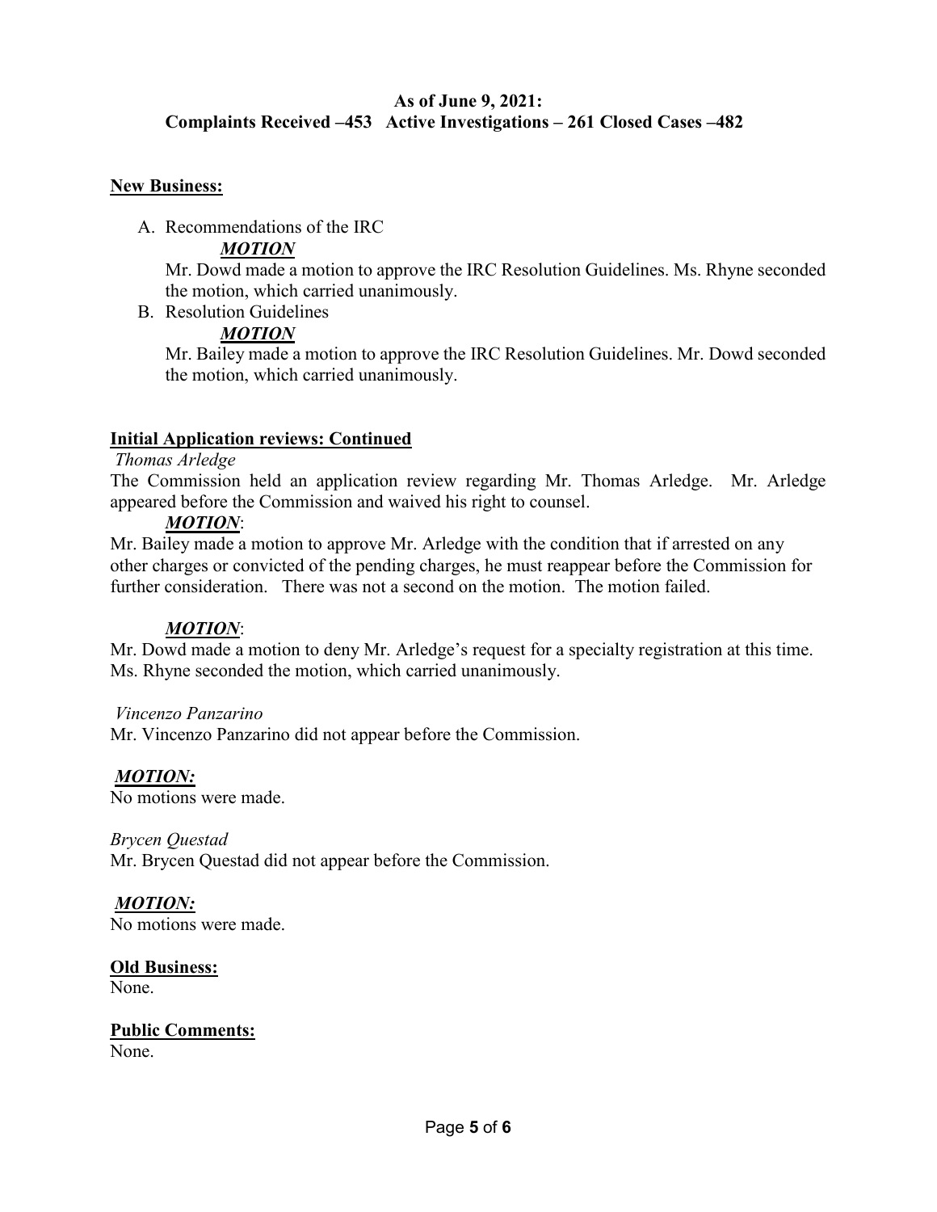**As of June 9, 2021:**
**Complaints Received –453 Active Investigations – 261 Closed Cases –482**

**New Business:**

A. Recommendations of the IRC

***MOTION***

Mr. Dowd made a motion to approve the IRC Resolution Guidelines. Ms. Rhyne seconded the motion, which carried unanimously.

B. Resolution Guidelines

***MOTION***

Mr. Bailey made a motion to approve the IRC Resolution Guidelines. Mr. Dowd seconded the motion, which carried unanimously.

**Initial Application reviews: Continued**

*Thomas Arledge*

The Commission held an application review regarding Mr. Thomas Arledge. Mr. Arledge appeared before the Commission and waived his right to counsel.

***MOTION***:

Mr. Bailey made a motion to approve Mr. Arledge with the condition that if arrested on any other charges or convicted of the pending charges, he must reappear before the Commission for further consideration. There was not a second on the motion. The motion failed.

***MOTION***:

Mr. Dowd made a motion to deny Mr. Arledge's request for a specialty registration at this time. Ms. Rhyne seconded the motion, which carried unanimously.

*Vincenzo Panzarino*

Mr. Vincenzo Panzarino did not appear before the Commission.

***MOTION:***

No motions were made.

*Brycen Questad*

Mr. Brycen Questad did not appear before the Commission.

***MOTION:***

No motions were made.

**Old Business:**

None.

**Public Comments:**

None.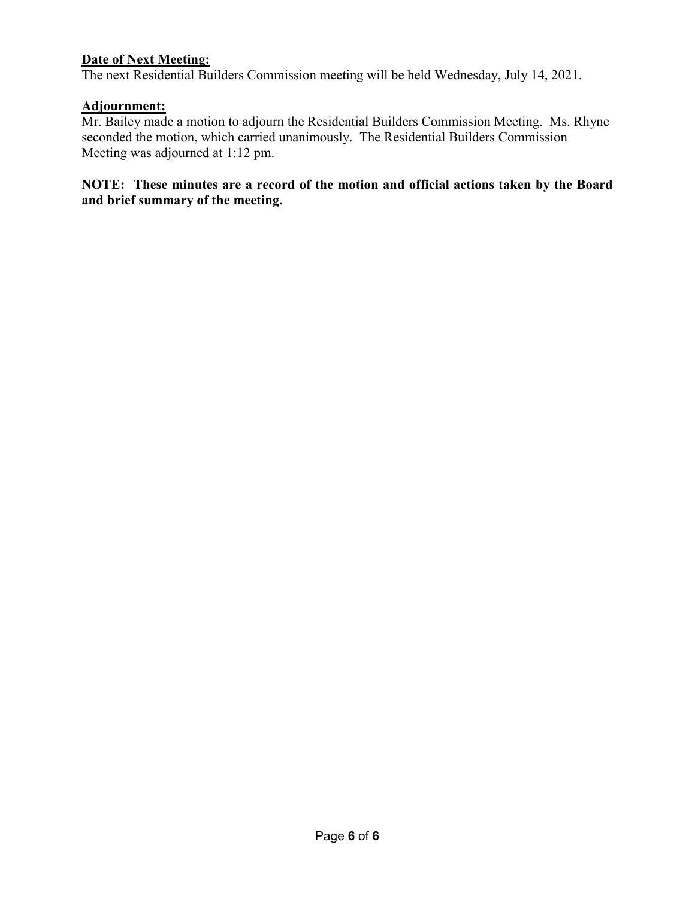**Date of Next Meeting:**

The next Residential Builders Commission meeting will be held Wednesday, July 14, 2021.

**Adjournment:**

Mr. Bailey made a motion to adjourn the Residential Builders Commission Meeting. Ms. Rhyne seconded the motion, which carried unanimously. The Residential Builders Commission Meeting was adjourned at 1:12 pm.

**NOTE: These minutes are a record of the motion and official actions taken by the Board and brief summary of the meeting.**